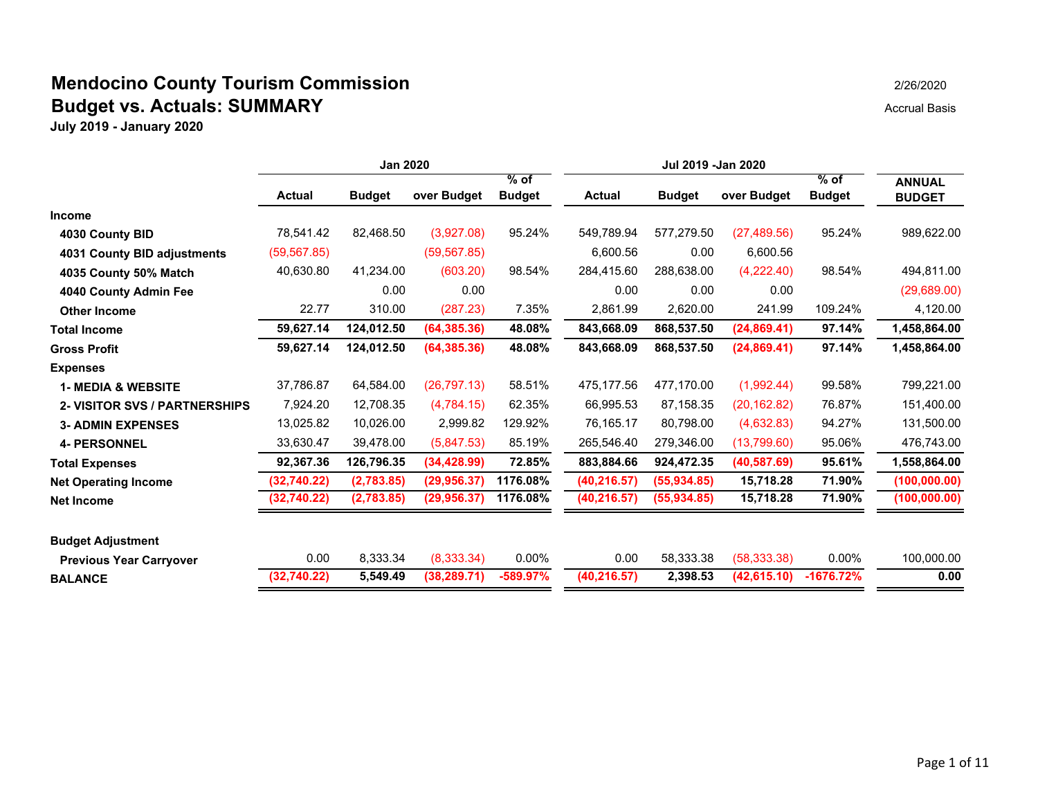# Mendocino County Tourism Commission

## Budget vs. Actuals: SUMMARY

**July 2019 - January 2020**

2/26/2020

Accrual Basis

| | Jan 2020 | | | | Jul 2019 -Jan 2020 | | | | |
|---|---|---|---|---|---|---|---|---|---|
| | Actual | Budget | over Budget | % of Budget | Actual | Budget | over Budget | % of Budget | ANNUAL BUDGET |
| **Income** | | | | | | | | | |
| **4030 County BID** | 78,541.42 | 82,468.50 | (3,927.08) | 95.24% | 549,789.94 | 577,279.50 | (27,489.56) | 95.24% | 989,622.00 |
| **4031 County BID adjustments** | (59,567.85) | | (59,567.85) | | 6,600.56 | 0.00 | 6,600.56 | | |
| **4035 County 50% Match** | 40,630.80 | 41,234.00 | (603.20) | 98.54% | 284,415.60 | 288,638.00 | (4,222.40) | 98.54% | 494,811.00 |
| **4040 County Admin Fee** | | 0.00 | 0.00 | | 0.00 | 0.00 | 0.00 | | (29,689.00) |
| **Other Income** | 22.77 | 310.00 | (287.23) | 7.35% | 2,861.99 | 2,620.00 | 241.99 | 109.24% | 4,120.00 |
| **Total Income** | **59,627.14** | **124,012.50** | **(64,385.36)** | **48.08%** | **843,668.09** | **868,537.50** | **(24,869.41)** | **97.14%** | **1,458,864.00** |
| **Gross Profit** | **59,627.14** | **124,012.50** | **(64,385.36)** | **48.08%** | **843,668.09** | **868,537.50** | **(24,869.41)** | **97.14%** | **1,458,864.00** |
| **Expenses** | | | | | | | | | |
| **1- MEDIA & WEBSITE** | 37,786.87 | 64,584.00 | (26,797.13) | 58.51% | 475,177.56 | 477,170.00 | (1,992.44) | 99.58% | 799,221.00 |
| **2- VISITOR SVS / PARTNERSHIPS** | 7,924.20 | 12,708.35 | (4,784.15) | 62.35% | 66,995.53 | 87,158.35 | (20,162.82) | 76.87% | 151,400.00 |
| **3- ADMIN EXPENSES** | 13,025.82 | 10,026.00 | 2,999.82 | 129.92% | 76,165.17 | 80,798.00 | (4,632.83) | 94.27% | 131,500.00 |
| **4- PERSONNEL** | 33,630.47 | 39,478.00 | (5,847.53) | 85.19% | 265,546.40 | 279,346.00 | (13,799.60) | 95.06% | 476,743.00 |
| **Total Expenses** | **92,367.36** | **126,796.35** | **(34,428.99)** | **72.85%** | **883,884.66** | **924,472.35** | **(40,587.69)** | **95.61%** | **1,558,864.00** |
| **Net Operating Income** | **(32,740.22)** | **(2,783.85)** | **(29,956.37)** | **1176.08%** | **(40,216.57)** | **(55,934.85)** | **15,718.28** | **71.90%** | **(100,000.00)** |
| **Net Income** | **(32,740.22)** | **(2,783.85)** | **(29,956.37)** | **1176.08%** | **(40,216.57)** | **(55,934.85)** | **15,718.28** | **71.90%** | **(100,000.00)** |
| **Budget Adjustment** | | | | | | | | | |
| **Previous Year Carryover** | 0.00 | 8,333.34 | (8,333.34) | 0.00% | 0.00 | 58,333.38 | (58,333.38) | 0.00% | 100,000.00 |
| **BALANCE** | **(32,740.22)** | **5,549.49** | **(38,289.71)** | **-589.97%** | **(40,216.57)** | **2,398.53** | **(42,615.10)** | **-1676.72%** | **0.00** |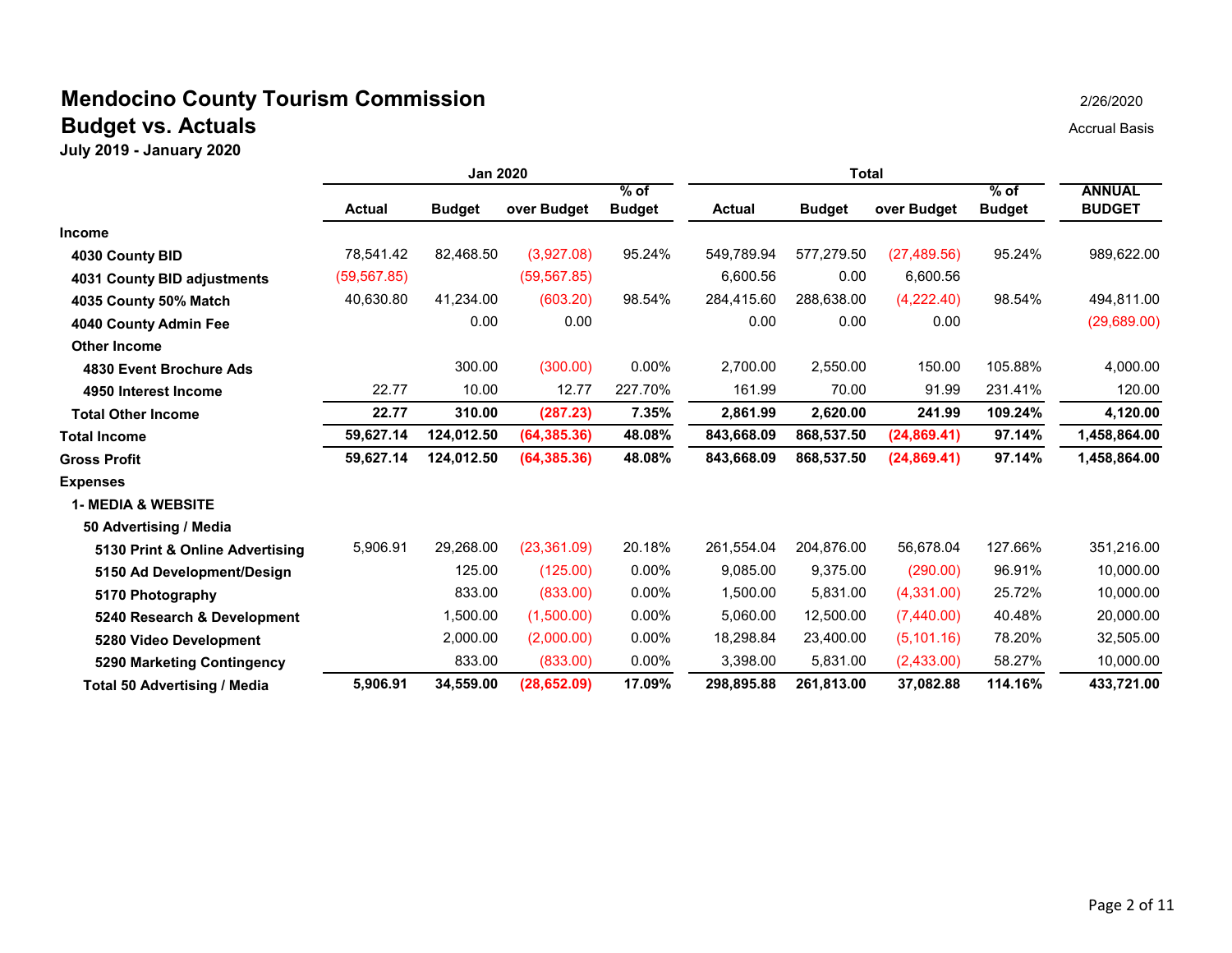# Mendocino County Tourism Commission

## Budget vs. Actuals

**July 2019 - January 2020**

2/26/2020

Accrual Basis

| | Jan 2020 | | | | Total | | | | |
|---|---|---|---|---|---|---|---|---|---|
| | Actual | Budget | over Budget | % of Budget | Actual | Budget | over Budget | % of Budget | ANNUAL BUDGET |
| **Income** | | | | | | | | | |
| **4030 County BID** | 78,541.42 | 82,468.50 | (3,927.08) | 95.24% | 549,789.94 | 577,279.50 | (27,489.56) | 95.24% | 989,622.00 |
| **4031 County BID adjustments** | (59,567.85) | | (59,567.85) | | 6,600.56 | 0.00 | 6,600.56 | | |
| **4035 County 50% Match** | 40,630.80 | 41,234.00 | (603.20) | 98.54% | 284,415.60 | 288,638.00 | (4,222.40) | 98.54% | 494,811.00 |
| **4040 County Admin Fee** | | 0.00 | 0.00 | | 0.00 | 0.00 | 0.00 | | (29,689.00) |
| **Other Income** | | | | | | | | | |
| **4830 Event Brochure Ads** | | 300.00 | (300.00) | 0.00% | 2,700.00 | 2,550.00 | 150.00 | 105.88% | 4,000.00 |
| **4950 Interest Income** | 22.77 | 10.00 | 12.77 | 227.70% | 161.99 | 70.00 | 91.99 | 231.41% | 120.00 |
| **Total Other Income** | **22.77** | **310.00** | **(287.23)** | **7.35%** | **2,861.99** | **2,620.00** | **241.99** | **109.24%** | **4,120.00** |
| **Total Income** | **59,627.14** | **124,012.50** | **(64,385.36)** | **48.08%** | **843,668.09** | **868,537.50** | **(24,869.41)** | **97.14%** | **1,458,864.00** |
| **Gross Profit** | **59,627.14** | **124,012.50** | **(64,385.36)** | **48.08%** | **843,668.09** | **868,537.50** | **(24,869.41)** | **97.14%** | **1,458,864.00** |
| **Expenses** | | | | | | | | | |
| **1- MEDIA & WEBSITE** | | | | | | | | | |
| **50 Advertising / Media** | | | | | | | | | |
| **5130 Print & Online Advertising** | 5,906.91 | 29,268.00 | (23,361.09) | 20.18% | 261,554.04 | 204,876.00 | 56,678.04 | 127.66% | 351,216.00 |
| **5150 Ad Development/Design** | | 125.00 | (125.00) | 0.00% | 9,085.00 | 9,375.00 | (290.00) | 96.91% | 10,000.00 |
| **5170 Photography** | | 833.00 | (833.00) | 0.00% | 1,500.00 | 5,831.00 | (4,331.00) | 25.72% | 10,000.00 |
| **5240 Research & Development** | | 1,500.00 | (1,500.00) | 0.00% | 5,060.00 | 12,500.00 | (7,440.00) | 40.48% | 20,000.00 |
| **5280 Video Development** | | 2,000.00 | (2,000.00) | 0.00% | 18,298.84 | 23,400.00 | (5,101.16) | 78.20% | 32,505.00 |
| **5290 Marketing Contingency** | | 833.00 | (833.00) | 0.00% | 3,398.00 | 5,831.00 | (2,433.00) | 58.27% | 10,000.00 |
| **Total 50 Advertising / Media** | **5,906.91** | **34,559.00** | **(28,652.09)** | **17.09%** | **298,895.88** | **261,813.00** | **37,082.88** | **114.16%** | **433,721.00** |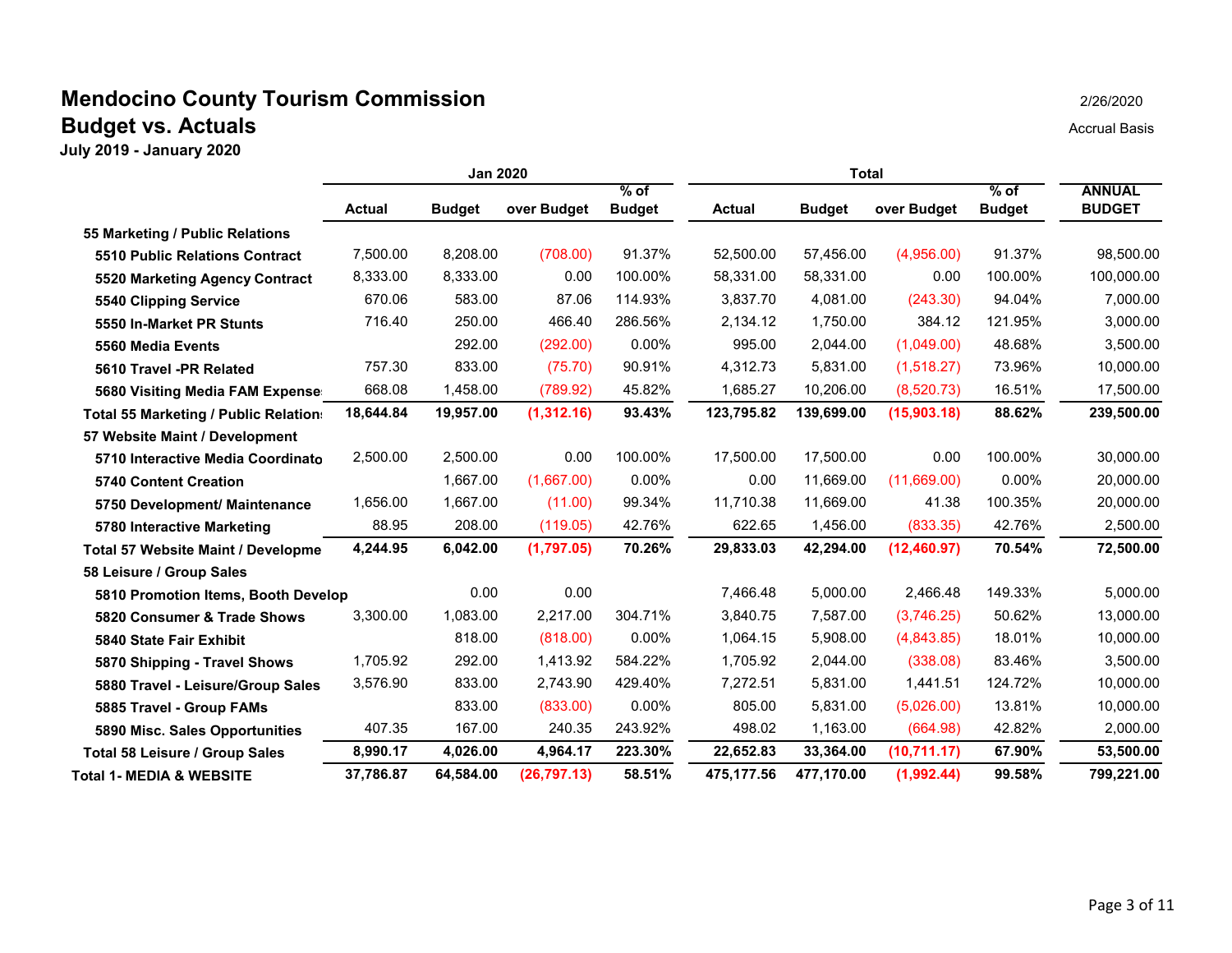# Mendocino County Tourism Commission

## Budget vs. Actuals

**July 2019 - January 2020**

2/26/2020

Accrual Basis

| | Jan 2020 | | | | Total | | | | |
|---|---|---|---|---|---|---|---|---|---|
| | Actual | Budget | over Budget | % of Budget | Actual | Budget | over Budget | % of Budget | ANNUAL BUDGET |
| **55 Marketing / Public Relations** | | | | | | | | | |
| **5510 Public Relations Contract** | 7,500.00 | 8,208.00 | (708.00) | 91.37% | 52,500.00 | 57,456.00 | (4,956.00) | 91.37% | 98,500.00 |
| **5520 Marketing Agency Contract** | 8,333.00 | 8,333.00 | 0.00 | 100.00% | 58,331.00 | 58,331.00 | 0.00 | 100.00% | 100,000.00 |
| **5540 Clipping Service** | 670.06 | 583.00 | 87.06 | 114.93% | 3,837.70 | 4,081.00 | (243.30) | 94.04% | 7,000.00 |
| **5550 In-Market PR Stunts** | 716.40 | 250.00 | 466.40 | 286.56% | 2,134.12 | 1,750.00 | 384.12 | 121.95% | 3,000.00 |
| **5560 Media Events** | | 292.00 | (292.00) | 0.00% | 995.00 | 2,044.00 | (1,049.00) | 48.68% | 3,500.00 |
| **5610 Travel -PR Related** | 757.30 | 833.00 | (75.70) | 90.91% | 4,312.73 | 5,831.00 | (1,518.27) | 73.96% | 10,000.00 |
| **5680 Visiting Media FAM Expense** | 668.08 | 1,458.00 | (789.92) | 45.82% | 1,685.27 | 10,206.00 | (8,520.73) | 16.51% | 17,500.00 |
| **Total 55 Marketing / Public Relations** | **18,644.84** | **19,957.00** | **(1,312.16)** | **93.43%** | **123,795.82** | **139,699.00** | **(15,903.18)** | **88.62%** | **239,500.00** |
| **57 Website Maint / Development** | | | | | | | | | |
| **5710 Interactive Media Coordinato** | 2,500.00 | 2,500.00 | 0.00 | 100.00% | 17,500.00 | 17,500.00 | 0.00 | 100.00% | 30,000.00 |
| **5740 Content Creation** | | 1,667.00 | (1,667.00) | 0.00% | 0.00 | 11,669.00 | (11,669.00) | 0.00% | 20,000.00 |
| **5750 Development/ Maintenance** | 1,656.00 | 1,667.00 | (11.00) | 99.34% | 11,710.38 | 11,669.00 | 41.38 | 100.35% | 20,000.00 |
| **5780 Interactive Marketing** | 88.95 | 208.00 | (119.05) | 42.76% | 622.65 | 1,456.00 | (833.35) | 42.76% | 2,500.00 |
| **Total 57 Website Maint / Developme** | **4,244.95** | **6,042.00** | **(1,797.05)** | **70.26%** | **29,833.03** | **42,294.00** | **(12,460.97)** | **70.54%** | **72,500.00** |
| **58 Leisure / Group Sales** | | | | | | | | | |
| **5810 Promotion Items, Booth Develop** | | 0.00 | 0.00 | | 7,466.48 | 5,000.00 | 2,466.48 | 149.33% | 5,000.00 |
| **5820 Consumer & Trade Shows** | 3,300.00 | 1,083.00 | 2,217.00 | 304.71% | 3,840.75 | 7,587.00 | (3,746.25) | 50.62% | 13,000.00 |
| **5840 State Fair Exhibit** | | 818.00 | (818.00) | 0.00% | 1,064.15 | 5,908.00 | (4,843.85) | 18.01% | 10,000.00 |
| **5870 Shipping - Travel Shows** | 1,705.92 | 292.00 | 1,413.92 | 584.22% | 1,705.92 | 2,044.00 | (338.08) | 83.46% | 3,500.00 |
| **5880 Travel - Leisure/Group Sales** | 3,576.90 | 833.00 | 2,743.90 | 429.40% | 7,272.51 | 5,831.00 | 1,441.51 | 124.72% | 10,000.00 |
| **5885 Travel - Group FAMs** | | 833.00 | (833.00) | 0.00% | 805.00 | 5,831.00 | (5,026.00) | 13.81% | 10,000.00 |
| **5890 Misc. Sales Opportunities** | 407.35 | 167.00 | 240.35 | 243.92% | 498.02 | 1,163.00 | (664.98) | 42.82% | 2,000.00 |
| **Total 58 Leisure / Group Sales** | **8,990.17** | **4,026.00** | **4,964.17** | **223.30%** | **22,652.83** | **33,364.00** | **(10,711.17)** | **67.90%** | **53,500.00** |
| **Total 1- MEDIA & WEBSITE** | **37,786.87** | **64,584.00** | **(26,797.13)** | **58.51%** | **475,177.56** | **477,170.00** | **(1,992.44)** | **99.58%** | **799,221.00** |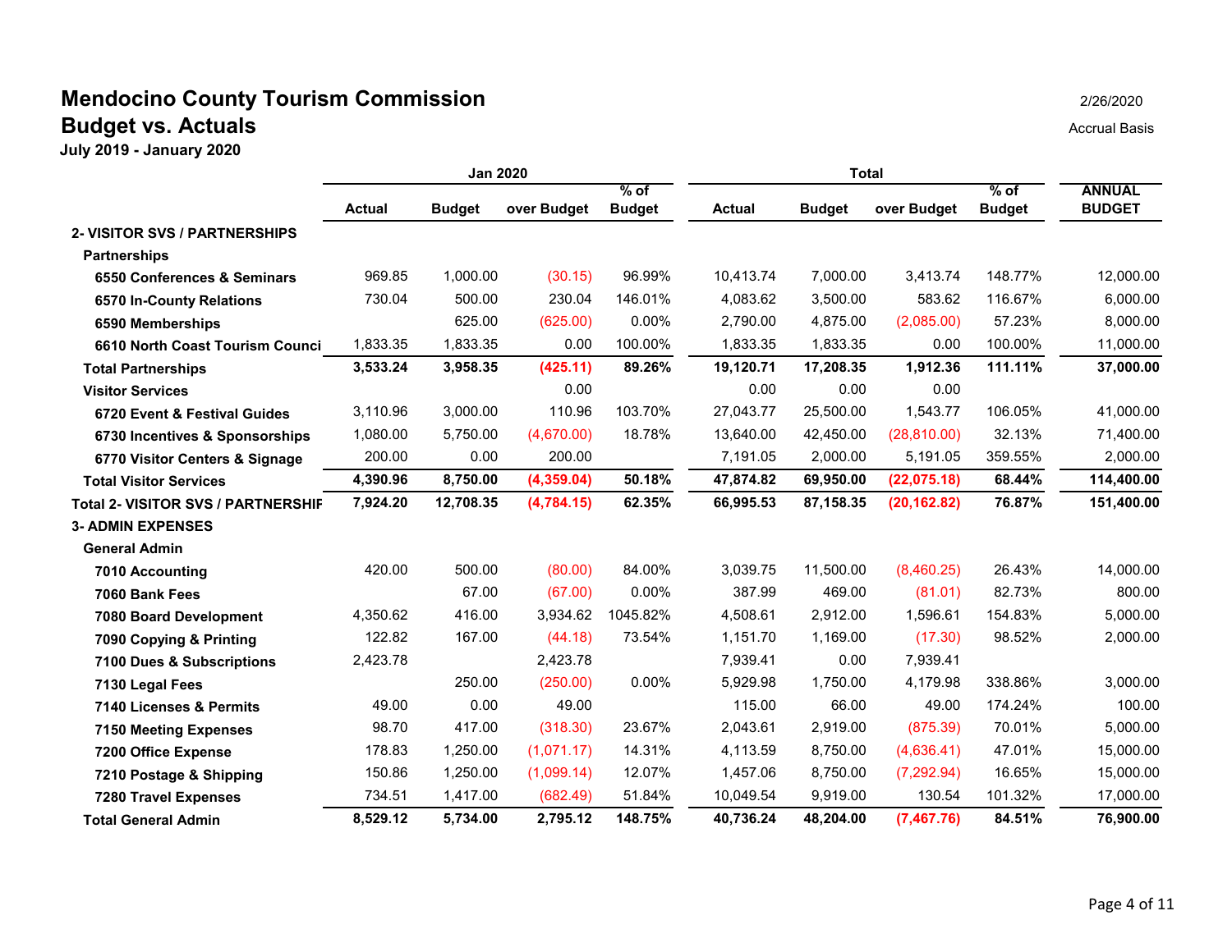# Mendocino County Tourism Commission

## Budget vs. Actuals

**July 2019 - January 2020**

2/26/2020

Accrual Basis

| | Jan 2020 | | | | Total | | | | |
|---|---|---|---|---|---|---|---|---|---|
| | Actual | Budget | over Budget | % of Budget | Actual | Budget | over Budget | % of Budget | ANNUAL BUDGET |
| **2- VISITOR SVS / PARTNERSHIPS** | | | | | | | | | |
| **Partnerships** | | | | | | | | | |
| **6550 Conferences & Seminars** | 969.85 | 1,000.00 | (30.15) | 96.99% | 10,413.74 | 7,000.00 | 3,413.74 | 148.77% | 12,000.00 |
| **6570 In-County Relations** | 730.04 | 500.00 | 230.04 | 146.01% | 4,083.62 | 3,500.00 | 583.62 | 116.67% | 6,000.00 |
| **6590 Memberships** | | 625.00 | (625.00) | 0.00% | 2,790.00 | 4,875.00 | (2,085.00) | 57.23% | 8,000.00 |
| **6610 North Coast Tourism Counci** | 1,833.35 | 1,833.35 | 0.00 | 100.00% | 1,833.35 | 1,833.35 | 0.00 | 100.00% | 11,000.00 |
| **Total Partnerships** | **3,533.24** | **3,958.35** | **(425.11)** | **89.26%** | **19,120.71** | **17,208.35** | **1,912.36** | **111.11%** | **37,000.00** |
| **Visitor Services** | | | 0.00 | | 0.00 | 0.00 | 0.00 | | |
| **6720 Event & Festival Guides** | 3,110.96 | 3,000.00 | 110.96 | 103.70% | 27,043.77 | 25,500.00 | 1,543.77 | 106.05% | 41,000.00 |
| **6730 Incentives & Sponsorships** | 1,080.00 | 5,750.00 | (4,670.00) | 18.78% | 13,640.00 | 42,450.00 | (28,810.00) | 32.13% | 71,400.00 |
| **6770 Visitor Centers & Signage** | 200.00 | 0.00 | 200.00 | | 7,191.05 | 2,000.00 | 5,191.05 | 359.55% | 2,000.00 |
| **Total Visitor Services** | **4,390.96** | **8,750.00** | **(4,359.04)** | **50.18%** | **47,874.82** | **69,950.00** | **(22,075.18)** | **68.44%** | **114,400.00** |
| **Total 2- VISITOR SVS / PARTNERSHIF** | **7,924.20** | **12,708.35** | **(4,784.15)** | **62.35%** | **66,995.53** | **87,158.35** | **(20,162.82)** | **76.87%** | **151,400.00** |
| **3- ADMIN EXPENSES** | | | | | | | | | |
| **General Admin** | | | | | | | | | |
| **7010 Accounting** | 420.00 | 500.00 | (80.00) | 84.00% | 3,039.75 | 11,500.00 | (8,460.25) | 26.43% | 14,000.00 |
| **7060 Bank Fees** | | 67.00 | (67.00) | 0.00% | 387.99 | 469.00 | (81.01) | 82.73% | 800.00 |
| **7080 Board Development** | 4,350.62 | 416.00 | 3,934.62 | 1045.82% | 4,508.61 | 2,912.00 | 1,596.61 | 154.83% | 5,000.00 |
| **7090 Copying & Printing** | 122.82 | 167.00 | (44.18) | 73.54% | 1,151.70 | 1,169.00 | (17.30) | 98.52% | 2,000.00 |
| **7100 Dues & Subscriptions** | 2,423.78 | | 2,423.78 | | 7,939.41 | 0.00 | 7,939.41 | | |
| **7130 Legal Fees** | | 250.00 | (250.00) | 0.00% | 5,929.98 | 1,750.00 | 4,179.98 | 338.86% | 3,000.00 |
| **7140 Licenses & Permits** | 49.00 | 0.00 | 49.00 | | 115.00 | 66.00 | 49.00 | 174.24% | 100.00 |
| **7150 Meeting Expenses** | 98.70 | 417.00 | (318.30) | 23.67% | 2,043.61 | 2,919.00 | (875.39) | 70.01% | 5,000.00 |
| **7200 Office Expense** | 178.83 | 1,250.00 | (1,071.17) | 14.31% | 4,113.59 | 8,750.00 | (4,636.41) | 47.01% | 15,000.00 |
| **7210 Postage & Shipping** | 150.86 | 1,250.00 | (1,099.14) | 12.07% | 1,457.06 | 8,750.00 | (7,292.94) | 16.65% | 15,000.00 |
| **7280 Travel Expenses** | 734.51 | 1,417.00 | (682.49) | 51.84% | 10,049.54 | 9,919.00 | 130.54 | 101.32% | 17,000.00 |
| **Total General Admin** | **8,529.12** | **5,734.00** | **2,795.12** | **148.75%** | **40,736.24** | **48,204.00** | **(7,467.76)** | **84.51%** | **76,900.00** |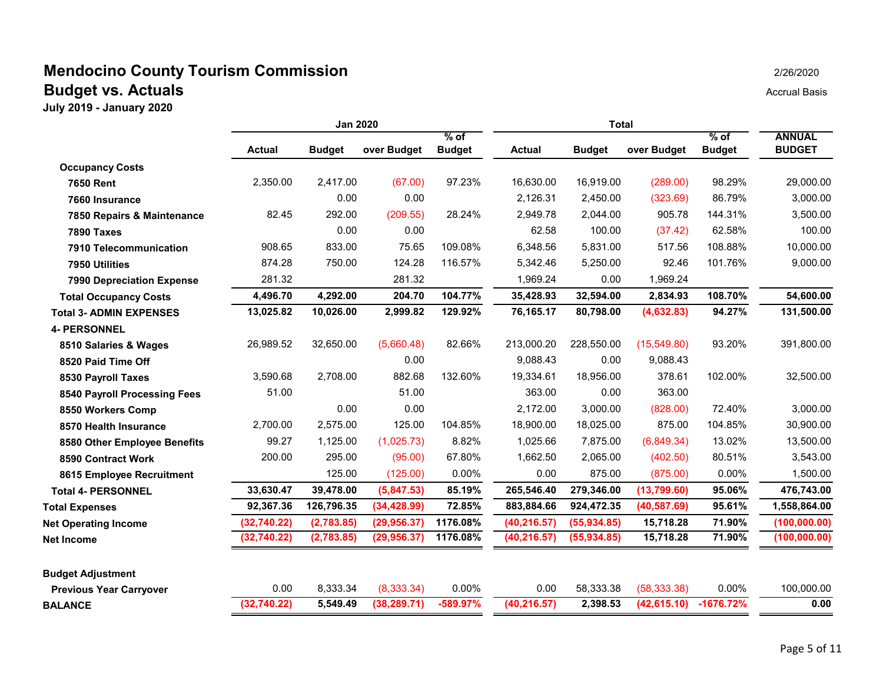# Mendocino County Tourism Commission

## Budget vs. Actuals

**July 2019 - January 2020**

2/26/2020

Accrual Basis

| | Jan 2020 | | | | Total | | | | |
|---|---|---|---|---|---|---|---|---|---|
| | Actual | Budget | over Budget | % of Budget | Actual | Budget | over Budget | % of Budget | ANNUAL BUDGET |
| **Occupancy Costs** | | | | | | | | | |
| **7650 Rent** | 2,350.00 | 2,417.00 | (67.00) | 97.23% | 16,630.00 | 16,919.00 | (289.00) | 98.29% | 29,000.00 |
| **7660 Insurance** | | 0.00 | 0.00 | | 2,126.31 | 2,450.00 | (323.69) | 86.79% | 3,000.00 |
| **7850 Repairs & Maintenance** | 82.45 | 292.00 | (209.55) | 28.24% | 2,949.78 | 2,044.00 | 905.78 | 144.31% | 3,500.00 |
| **7890 Taxes** | | 0.00 | 0.00 | | 62.58 | 100.00 | (37.42) | 62.58% | 100.00 |
| **7910 Telecommunication** | 908.65 | 833.00 | 75.65 | 109.08% | 6,348.56 | 5,831.00 | 517.56 | 108.88% | 10,000.00 |
| **7950 Utilities** | 874.28 | 750.00 | 124.28 | 116.57% | 5,342.46 | 5,250.00 | 92.46 | 101.76% | 9,000.00 |
| **7990 Depreciation Expense** | 281.32 | | 281.32 | | 1,969.24 | 0.00 | 1,969.24 | | |
| **Total Occupancy Costs** | **4,496.70** | **4,292.00** | **204.70** | **104.77%** | **35,428.93** | **32,594.00** | **2,834.93** | **108.70%** | **54,600.00** |
| **Total 3- ADMIN EXPENSES** | **13,025.82** | **10,026.00** | **2,999.82** | **129.92%** | **76,165.17** | **80,798.00** | **(4,632.83)** | **94.27%** | **131,500.00** |
| **4- PERSONNEL** | | | | | | | | | |
| **8510 Salaries & Wages** | 26,989.52 | 32,650.00 | (5,660.48) | 82.66% | 213,000.20 | 228,550.00 | (15,549.80) | 93.20% | 391,800.00 |
| **8520 Paid Time Off** | | | 0.00 | | 9,088.43 | 0.00 | 9,088.43 | | |
| **8530 Payroll Taxes** | 3,590.68 | 2,708.00 | 882.68 | 132.60% | 19,334.61 | 18,956.00 | 378.61 | 102.00% | 32,500.00 |
| **8540 Payroll Processing Fees** | 51.00 | | 51.00 | | 363.00 | 0.00 | 363.00 | | |
| **8550 Workers Comp** | | 0.00 | 0.00 | | 2,172.00 | 3,000.00 | (828.00) | 72.40% | 3,000.00 |
| **8570 Health Insurance** | 2,700.00 | 2,575.00 | 125.00 | 104.85% | 18,900.00 | 18,025.00 | 875.00 | 104.85% | 30,900.00 |
| **8580 Other Employee Benefits** | 99.27 | 1,125.00 | (1,025.73) | 8.82% | 1,025.66 | 7,875.00 | (6,849.34) | 13.02% | 13,500.00 |
| **8590 Contract Work** | 200.00 | 295.00 | (95.00) | 67.80% | 1,662.50 | 2,065.00 | (402.50) | 80.51% | 3,543.00 |
| **8615 Employee Recruitment** | | 125.00 | (125.00) | 0.00% | 0.00 | 875.00 | (875.00) | 0.00% | 1,500.00 |
| **Total 4- PERSONNEL** | **33,630.47** | **39,478.00** | **(5,847.53)** | **85.19%** | **265,546.40** | **279,346.00** | **(13,799.60)** | **95.06%** | **476,743.00** |
| **Total Expenses** | **92,367.36** | **126,796.35** | **(34,428.99)** | **72.85%** | **883,884.66** | **924,472.35** | **(40,587.69)** | **95.61%** | **1,558,864.00** |
| **Net Operating Income** | **(32,740.22)** | **(2,783.85)** | **(29,956.37)** | **1176.08%** | **(40,216.57)** | **(55,934.85)** | **15,718.28** | **71.90%** | **(100,000.00)** |
| **Net Income** | **(32,740.22)** | **(2,783.85)** | **(29,956.37)** | **1176.08%** | **(40,216.57)** | **(55,934.85)** | **15,718.28** | **71.90%** | **(100,000.00)** |
| **Budget Adjustment** | | | | | | | | | |
| **Previous Year Carryover** | 0.00 | 8,333.34 | (8,333.34) | 0.00% | 0.00 | 58,333.38 | (58,333.38) | 0.00% | 100,000.00 |
| **BALANCE** | **(32,740.22)** | **5,549.49** | **(38,289.71)** | **-589.97%** | **(40,216.57)** | **2,398.53** | **(42,615.10)** | **-1676.72%** | **0.00** |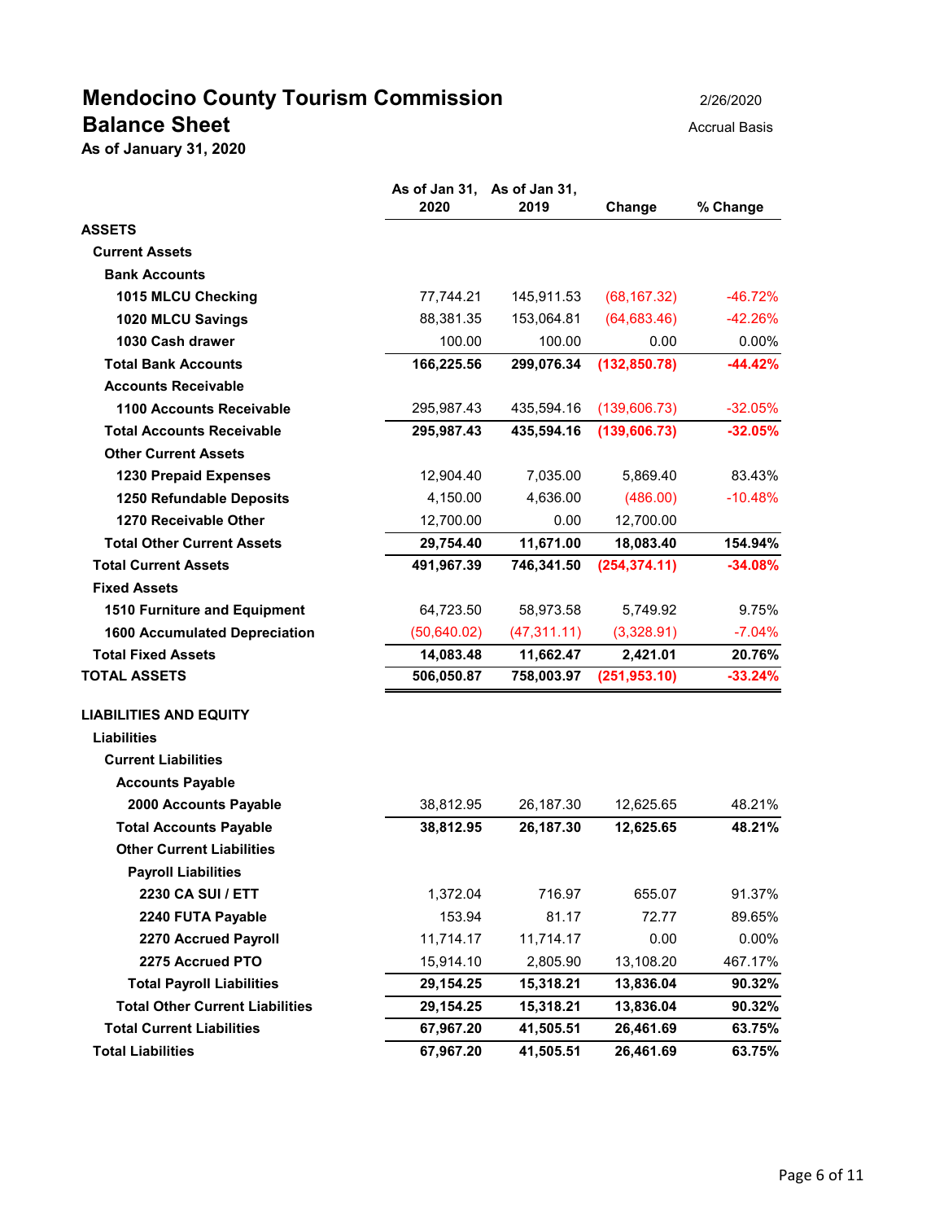# Mendocino County Tourism Commission

## Balance Sheet

**As of January 31, 2020**

2/26/2020

Accrual Basis

| | As of Jan 31, 2020 | As of Jan 31, 2019 | Change | % Change |
|---|---|---|---|---|
| **ASSETS** | | | | |
| **Current Assets** | | | | |
| **Bank Accounts** | | | | |
| **1015 MLCU Checking** | 77,744.21 | 145,911.53 | (68,167.32) | -46.72% |
| **1020 MLCU Savings** | 88,381.35 | 153,064.81 | (64,683.46) | -42.26% |
| **1030 Cash drawer** | 100.00 | 100.00 | 0.00 | 0.00% |
| **Total Bank Accounts** | **166,225.56** | **299,076.34** | **(132,850.78)** | **-44.42%** |
| **Accounts Receivable** | | | | |
| **1100 Accounts Receivable** | 295,987.43 | 435,594.16 | (139,606.73) | -32.05% |
| **Total Accounts Receivable** | **295,987.43** | **435,594.16** | **(139,606.73)** | **-32.05%** |
| **Other Current Assets** | | | | |
| **1230 Prepaid Expenses** | 12,904.40 | 7,035.00 | 5,869.40 | 83.43% |
| **1250 Refundable Deposits** | 4,150.00 | 4,636.00 | (486.00) | -10.48% |
| **1270 Receivable Other** | 12,700.00 | 0.00 | 12,700.00 | |
| **Total Other Current Assets** | **29,754.40** | **11,671.00** | **18,083.40** | **154.94%** |
| **Total Current Assets** | **491,967.39** | **746,341.50** | **(254,374.11)** | **-34.08%** |
| **Fixed Assets** | | | | |
| **1510 Furniture and Equipment** | 64,723.50 | 58,973.58 | 5,749.92 | 9.75% |
| **1600 Accumulated Depreciation** | (50,640.02) | (47,311.11) | (3,328.91) | -7.04% |
| **Total Fixed Assets** | **14,083.48** | **11,662.47** | **2,421.01** | **20.76%** |
| **TOTAL ASSETS** | **506,050.87** | **758,003.97** | **(251,953.10)** | **-33.24%** |
| **LIABILITIES AND EQUITY** | | | | |
| **Liabilities** | | | | |
| **Current Liabilities** | | | | |
| **Accounts Payable** | | | | |
| **2000 Accounts Payable** | 38,812.95 | 26,187.30 | 12,625.65 | 48.21% |
| **Total Accounts Payable** | **38,812.95** | **26,187.30** | **12,625.65** | **48.21%** |
| **Other Current Liabilities** | | | | |
| **Payroll Liabilities** | | | | |
| **2230 CA SUI / ETT** | 1,372.04 | 716.97 | 655.07 | 91.37% |
| **2240 FUTA Payable** | 153.94 | 81.17 | 72.77 | 89.65% |
| **2270 Accrued Payroll** | 11,714.17 | 11,714.17 | 0.00 | 0.00% |
| **2275 Accrued PTO** | 15,914.10 | 2,805.90 | 13,108.20 | 467.17% |
| **Total Payroll Liabilities** | **29,154.25** | **15,318.21** | **13,836.04** | **90.32%** |
| **Total Other Current Liabilities** | **29,154.25** | **15,318.21** | **13,836.04** | **90.32%** |
| **Total Current Liabilities** | **67,967.20** | **41,505.51** | **26,461.69** | **63.75%** |
| **Total Liabilities** | **67,967.20** | **41,505.51** | **26,461.69** | **63.75%** |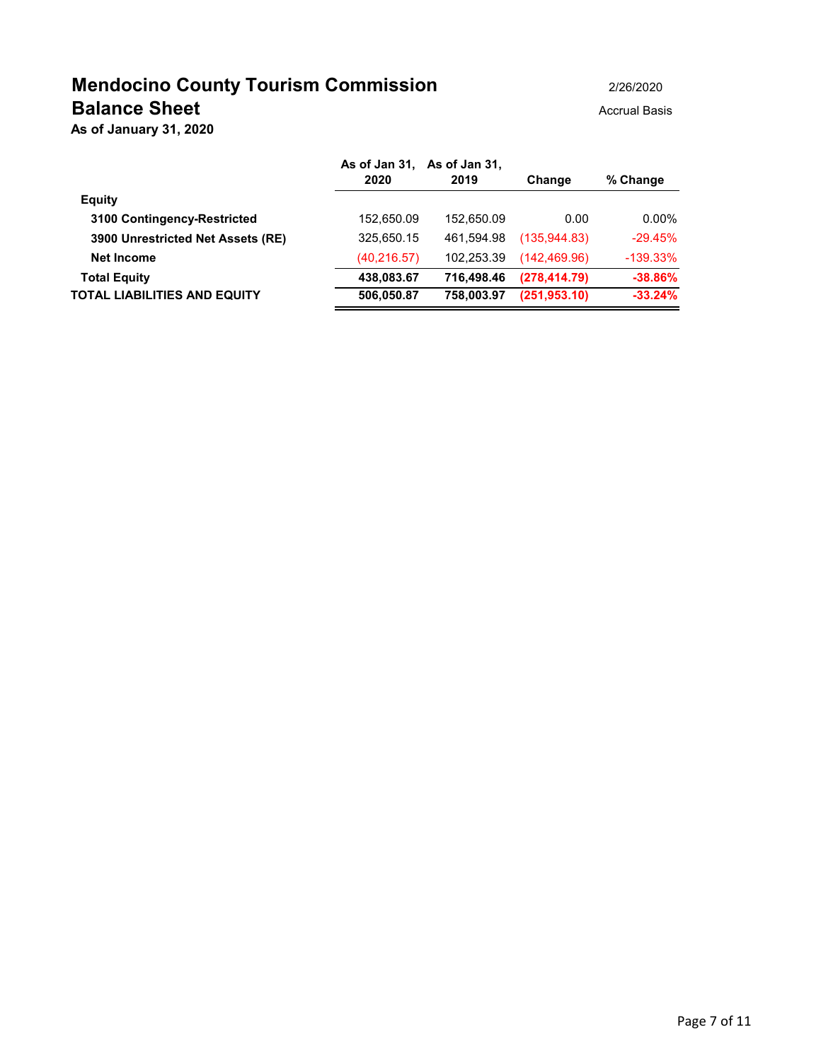# Mendocino County Tourism Commission

## Balance Sheet

**As of January 31, 2020**

2/26/2020

Accrual Basis

| | As of Jan 31, 2020 | As of Jan 31, 2019 | Change | % Change |
|---|---|---|---|---|
| **Equity** | | | | |
| **3100 Contingency-Restricted** | 152,650.09 | 152,650.09 | 0.00 | 0.00% |
| **3900 Unrestricted Net Assets (RE)** | 325,650.15 | 461,594.98 | (135,944.83) | -29.45% |
| **Net Income** | (40,216.57) | 102,253.39 | (142,469.96) | -139.33% |
| **Total Equity** | **438,083.67** | **716,498.46** | **(278,414.79)** | **-38.86%** |
| **TOTAL LIABILITIES AND EQUITY** | **506,050.87** | **758,003.97** | **(251,953.10)** | **-33.24%** |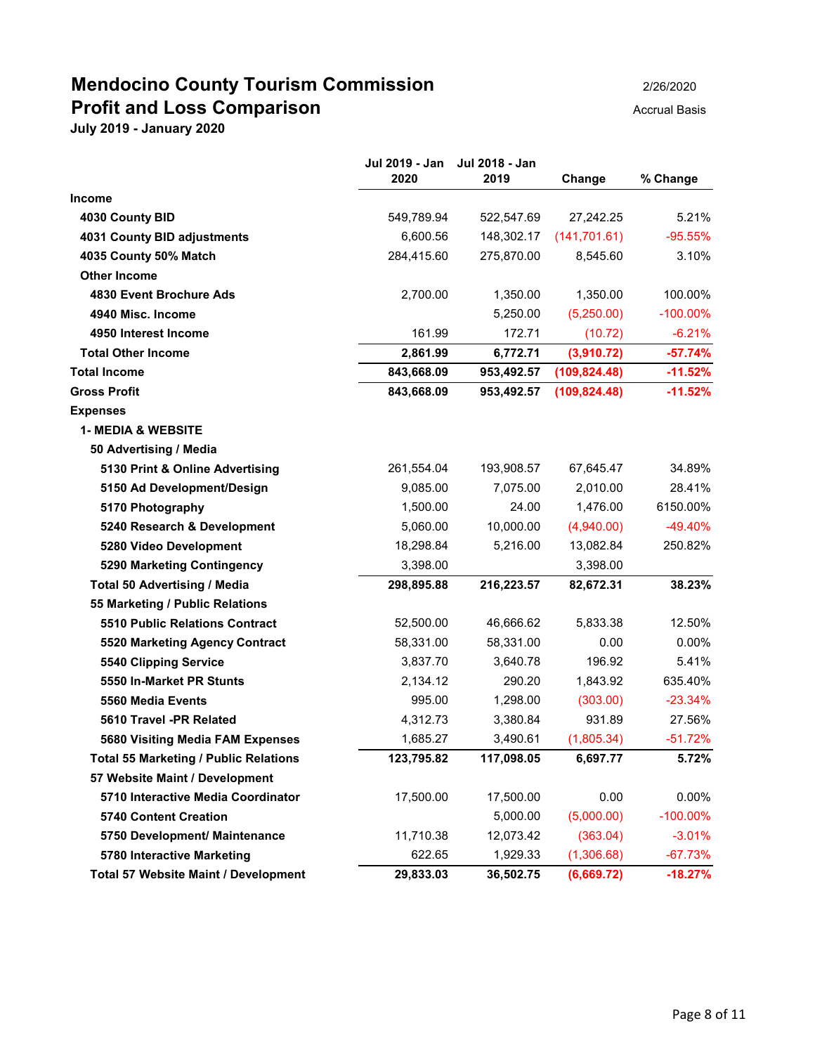# Mendocino County Tourism Commission
# Profit and Loss Comparison

**July 2019 - January 2020**

2/26/2020

Accrual Basis

| | Jul 2019 - Jan 2020 | Jul 2018 - Jan 2019 | Change | % Change |
|---|---|---|---|---|
| **Income** | | | | |
| **4030 County BID** | 549,789.94 | 522,547.69 | 27,242.25 | 5.21% |
| **4031 County BID adjustments** | 6,600.56 | 148,302.17 | (141,701.61) | -95.55% |
| **4035 County 50% Match** | 284,415.60 | 275,870.00 | 8,545.60 | 3.10% |
| **Other Income** | | | | |
| **4830 Event Brochure Ads** | 2,700.00 | 1,350.00 | 1,350.00 | 100.00% |
| **4940 Misc. Income** | | 5,250.00 | (5,250.00) | -100.00% |
| **4950 Interest Income** | 161.99 | 172.71 | (10.72) | -6.21% |
| **Total Other Income** | **2,861.99** | **6,772.71** | **(3,910.72)** | **-57.74%** |
| **Total Income** | **843,668.09** | **953,492.57** | **(109,824.48)** | **-11.52%** |
| **Gross Profit** | **843,668.09** | **953,492.57** | **(109,824.48)** | **-11.52%** |
| **Expenses** | | | | |
| **1- MEDIA & WEBSITE** | | | | |
| **50 Advertising / Media** | | | | |
| **5130 Print & Online Advertising** | 261,554.04 | 193,908.57 | 67,645.47 | 34.89% |
| **5150 Ad Development/Design** | 9,085.00 | 7,075.00 | 2,010.00 | 28.41% |
| **5170 Photography** | 1,500.00 | 24.00 | 1,476.00 | 6150.00% |
| **5240 Research & Development** | 5,060.00 | 10,000.00 | (4,940.00) | -49.40% |
| **5280 Video Development** | 18,298.84 | 5,216.00 | 13,082.84 | 250.82% |
| **5290 Marketing Contingency** | 3,398.00 | | 3,398.00 | |
| **Total 50 Advertising / Media** | **298,895.88** | **216,223.57** | **82,672.31** | **38.23%** |
| **55 Marketing / Public Relations** | | | | |
| **5510 Public Relations Contract** | 52,500.00 | 46,666.62 | 5,833.38 | 12.50% |
| **5520 Marketing Agency Contract** | 58,331.00 | 58,331.00 | 0.00 | 0.00% |
| **5540 Clipping Service** | 3,837.70 | 3,640.78 | 196.92 | 5.41% |
| **5550 In-Market PR Stunts** | 2,134.12 | 290.20 | 1,843.92 | 635.40% |
| **5560 Media Events** | 995.00 | 1,298.00 | (303.00) | -23.34% |
| **5610 Travel -PR Related** | 4,312.73 | 3,380.84 | 931.89 | 27.56% |
| **5680 Visiting Media FAM Expenses** | 1,685.27 | 3,490.61 | (1,805.34) | -51.72% |
| **Total 55 Marketing / Public Relations** | **123,795.82** | **117,098.05** | **6,697.77** | **5.72%** |
| **57 Website Maint / Development** | | | | |
| **5710 Interactive Media Coordinator** | 17,500.00 | 17,500.00 | 0.00 | 0.00% |
| **5740 Content Creation** | | 5,000.00 | (5,000.00) | -100.00% |
| **5750 Development/ Maintenance** | 11,710.38 | 12,073.42 | (363.04) | -3.01% |
| **5780 Interactive Marketing** | 622.65 | 1,929.33 | (1,306.68) | -67.73% |
| **Total 57 Website Maint / Development** | **29,833.03** | **36,502.75** | **(6,669.72)** | **-18.27%** |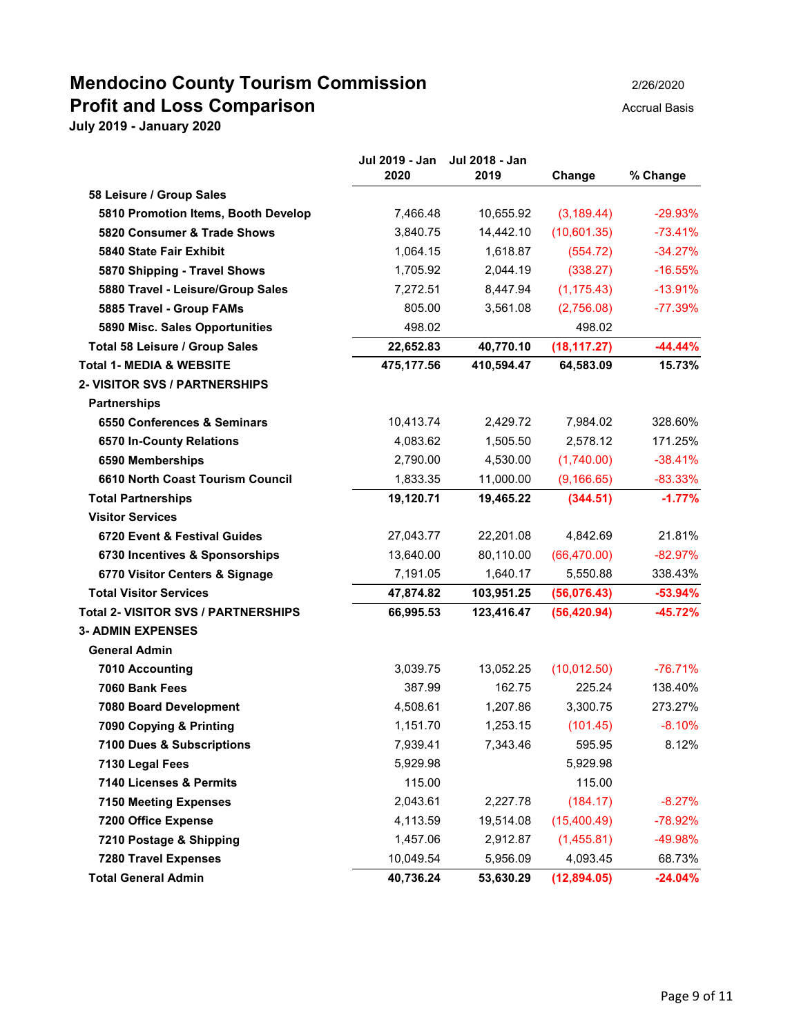# Mendocino County Tourism Commission

## Profit and Loss Comparison

**July 2019 - January 2020**

2/26/2020

Accrual Basis

| | Jul 2019 - Jan 2020 | Jul 2018 - Jan 2019 | Change | % Change |
|---|---|---|---|---|
| **58 Leisure / Group Sales** | | | | |
| **5810 Promotion Items, Booth Develop** | 7,466.48 | 10,655.92 | (3,189.44) | -29.93% |
| **5820 Consumer & Trade Shows** | 3,840.75 | 14,442.10 | (10,601.35) | -73.41% |
| **5840 State Fair Exhibit** | 1,064.15 | 1,618.87 | (554.72) | -34.27% |
| **5870 Shipping - Travel Shows** | 1,705.92 | 2,044.19 | (338.27) | -16.55% |
| **5880 Travel - Leisure/Group Sales** | 7,272.51 | 8,447.94 | (1,175.43) | -13.91% |
| **5885 Travel - Group FAMs** | 805.00 | 3,561.08 | (2,756.08) | -77.39% |
| **5890 Misc. Sales Opportunities** | 498.02 | | 498.02 | |
| **Total 58 Leisure / Group Sales** | **22,652.83** | **40,770.10** | **(18,117.27)** | **-44.44%** |
| **Total 1- MEDIA & WEBSITE** | **475,177.56** | **410,594.47** | **64,583.09** | **15.73%** |
| **2- VISITOR SVS / PARTNERSHIPS** | | | | |
| **Partnerships** | | | | |
| **6550 Conferences & Seminars** | 10,413.74 | 2,429.72 | 7,984.02 | 328.60% |
| **6570 In-County Relations** | 4,083.62 | 1,505.50 | 2,578.12 | 171.25% |
| **6590 Memberships** | 2,790.00 | 4,530.00 | (1,740.00) | -38.41% |
| **6610 North Coast Tourism Council** | 1,833.35 | 11,000.00 | (9,166.65) | -83.33% |
| **Total Partnerships** | **19,120.71** | **19,465.22** | **(344.51)** | **-1.77%** |
| **Visitor Services** | | | | |
| **6720 Event & Festival Guides** | 27,043.77 | 22,201.08 | 4,842.69 | 21.81% |
| **6730 Incentives & Sponsorships** | 13,640.00 | 80,110.00 | (66,470.00) | -82.97% |
| **6770 Visitor Centers & Signage** | 7,191.05 | 1,640.17 | 5,550.88 | 338.43% |
| **Total Visitor Services** | **47,874.82** | **103,951.25** | **(56,076.43)** | **-53.94%** |
| **Total 2- VISITOR SVS / PARTNERSHIPS** | **66,995.53** | **123,416.47** | **(56,420.94)** | **-45.72%** |
| **3- ADMIN EXPENSES** | | | | |
| **General Admin** | | | | |
| **7010 Accounting** | 3,039.75 | 13,052.25 | (10,012.50) | -76.71% |
| **7060 Bank Fees** | 387.99 | 162.75 | 225.24 | 138.40% |
| **7080 Board Development** | 4,508.61 | 1,207.86 | 3,300.75 | 273.27% |
| **7090 Copying & Printing** | 1,151.70 | 1,253.15 | (101.45) | -8.10% |
| **7100 Dues & Subscriptions** | 7,939.41 | 7,343.46 | 595.95 | 8.12% |
| **7130 Legal Fees** | 5,929.98 | | 5,929.98 | |
| **7140 Licenses & Permits** | 115.00 | | 115.00 | |
| **7150 Meeting Expenses** | 2,043.61 | 2,227.78 | (184.17) | -8.27% |
| **7200 Office Expense** | 4,113.59 | 19,514.08 | (15,400.49) | -78.92% |
| **7210 Postage & Shipping** | 1,457.06 | 2,912.87 | (1,455.81) | -49.98% |
| **7280 Travel Expenses** | 10,049.54 | 5,956.09 | 4,093.45 | 68.73% |
| **Total General Admin** | **40,736.24** | **53,630.29** | **(12,894.05)** | **-24.04%** |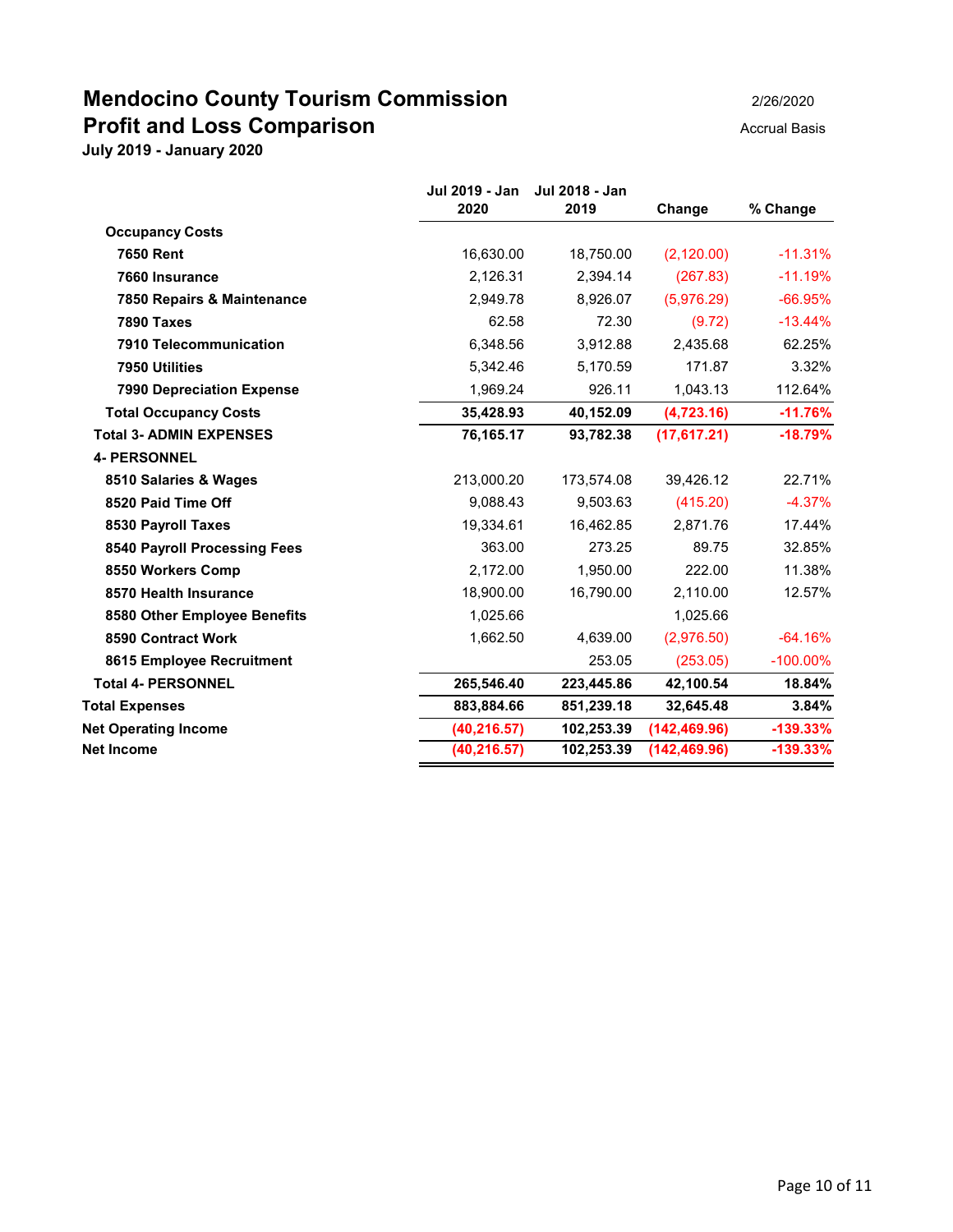# Mendocino County Tourism Commission

## Profit and Loss Comparison

**July 2019 - January 2020**

2/26/2020

Accrual Basis

| | Jul 2019 - Jan 2020 | Jul 2018 - Jan 2019 | Change | % Change |
|---|---|---|---|---|
| **Occupancy Costs** | | | | |
| **7650 Rent** | 16,630.00 | 18,750.00 | (2,120.00) | -11.31% |
| **7660 Insurance** | 2,126.31 | 2,394.14 | (267.83) | -11.19% |
| **7850 Repairs & Maintenance** | 2,949.78 | 8,926.07 | (5,976.29) | -66.95% |
| **7890 Taxes** | 62.58 | 72.30 | (9.72) | -13.44% |
| **7910 Telecommunication** | 6,348.56 | 3,912.88 | 2,435.68 | 62.25% |
| **7950 Utilities** | 5,342.46 | 5,170.59 | 171.87 | 3.32% |
| **7990 Depreciation Expense** | 1,969.24 | 926.11 | 1,043.13 | 112.64% |
| **Total Occupancy Costs** | **35,428.93** | **40,152.09** | **(4,723.16)** | **-11.76%** |
| **Total 3- ADMIN EXPENSES** | **76,165.17** | **93,782.38** | **(17,617.21)** | **-18.79%** |
| **4- PERSONNEL** | | | | |
| **8510 Salaries & Wages** | 213,000.20 | 173,574.08 | 39,426.12 | 22.71% |
| **8520 Paid Time Off** | 9,088.43 | 9,503.63 | (415.20) | -4.37% |
| **8530 Payroll Taxes** | 19,334.61 | 16,462.85 | 2,871.76 | 17.44% |
| **8540 Payroll Processing Fees** | 363.00 | 273.25 | 89.75 | 32.85% |
| **8550 Workers Comp** | 2,172.00 | 1,950.00 | 222.00 | 11.38% |
| **8570 Health Insurance** | 18,900.00 | 16,790.00 | 2,110.00 | 12.57% |
| **8580 Other Employee Benefits** | 1,025.66 | | 1,025.66 | |
| **8590 Contract Work** | 1,662.50 | 4,639.00 | (2,976.50) | -64.16% |
| **8615 Employee Recruitment** | | 253.05 | (253.05) | -100.00% |
| **Total 4- PERSONNEL** | **265,546.40** | **223,445.86** | **42,100.54** | **18.84%** |
| **Total Expenses** | **883,884.66** | **851,239.18** | **32,645.48** | **3.84%** |
| **Net Operating Income** | **(40,216.57)** | **102,253.39** | **(142,469.96)** | **-139.33%** |
| **Net Income** | **(40,216.57)** | **102,253.39** | **(142,469.96)** | **-139.33%** |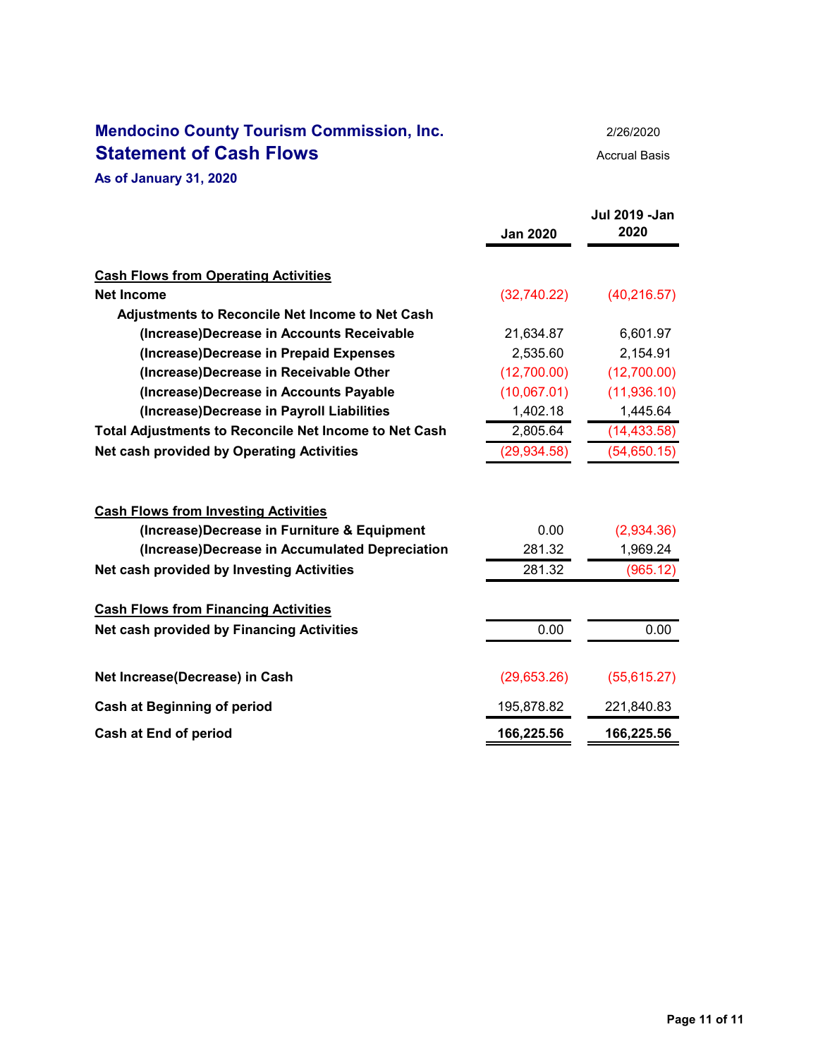# Mendocino County Tourism Commission, Inc.

## Statement of Cash Flows

**As of January 31, 2020**

2/26/2020

Accrual Basis

| | Jan 2020 | Jul 2019 -Jan 2020 |
|---|---|---|
| **Cash Flows from Operating Activities** | | |
| **Net Income** | (32,740.22) | (40,216.57) |
| **Adjustments to Reconcile Net Income to Net Cash** | | |
| (Increase)Decrease in Accounts Receivable | 21,634.87 | 6,601.97 |
| (Increase)Decrease in Prepaid Expenses | 2,535.60 | 2,154.91 |
| (Increase)Decrease in Receivable Other | (12,700.00) | (12,700.00) |
| (Increase)Decrease in Accounts Payable | (10,067.01) | (11,936.10) |
| (Increase)Decrease in Payroll Liabilities | 1,402.18 | 1,445.64 |
| **Total Adjustments to Reconcile Net Income to Net Cash** | 2,805.64 | (14,433.58) |
| **Net cash provided by Operating Activities** | (29,934.58) | (54,650.15) |
| **Cash Flows from Investing Activities** | | |
| (Increase)Decrease in Furniture & Equipment | 0.00 | (2,934.36) |
| (Increase)Decrease in Accumulated Depreciation | 281.32 | 1,969.24 |
| **Net cash provided by Investing Activities** | 281.32 | (965.12) |
| **Cash Flows from Financing Activities** | | |
| **Net cash provided by Financing Activities** | 0.00 | 0.00 |
| **Net Increase(Decrease) in Cash** | (29,653.26) | (55,615.27) |
| **Cash at Beginning of period** | 195,878.82 | 221,840.83 |
| **Cash at End of period** | **166,225.56** | **166,225.56** |